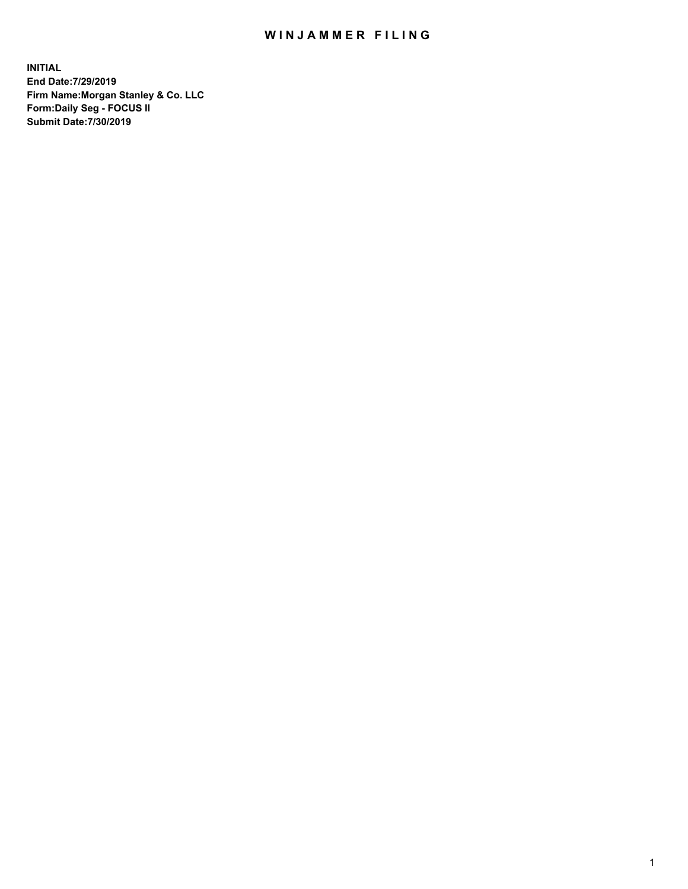# WINJAMMER FILING

**INITIAL**
**End Date:7/29/2019**
**Firm Name:Morgan Stanley & Co. LLC**
**Form:Daily Seg - FOCUS II**
**Submit Date:7/30/2019**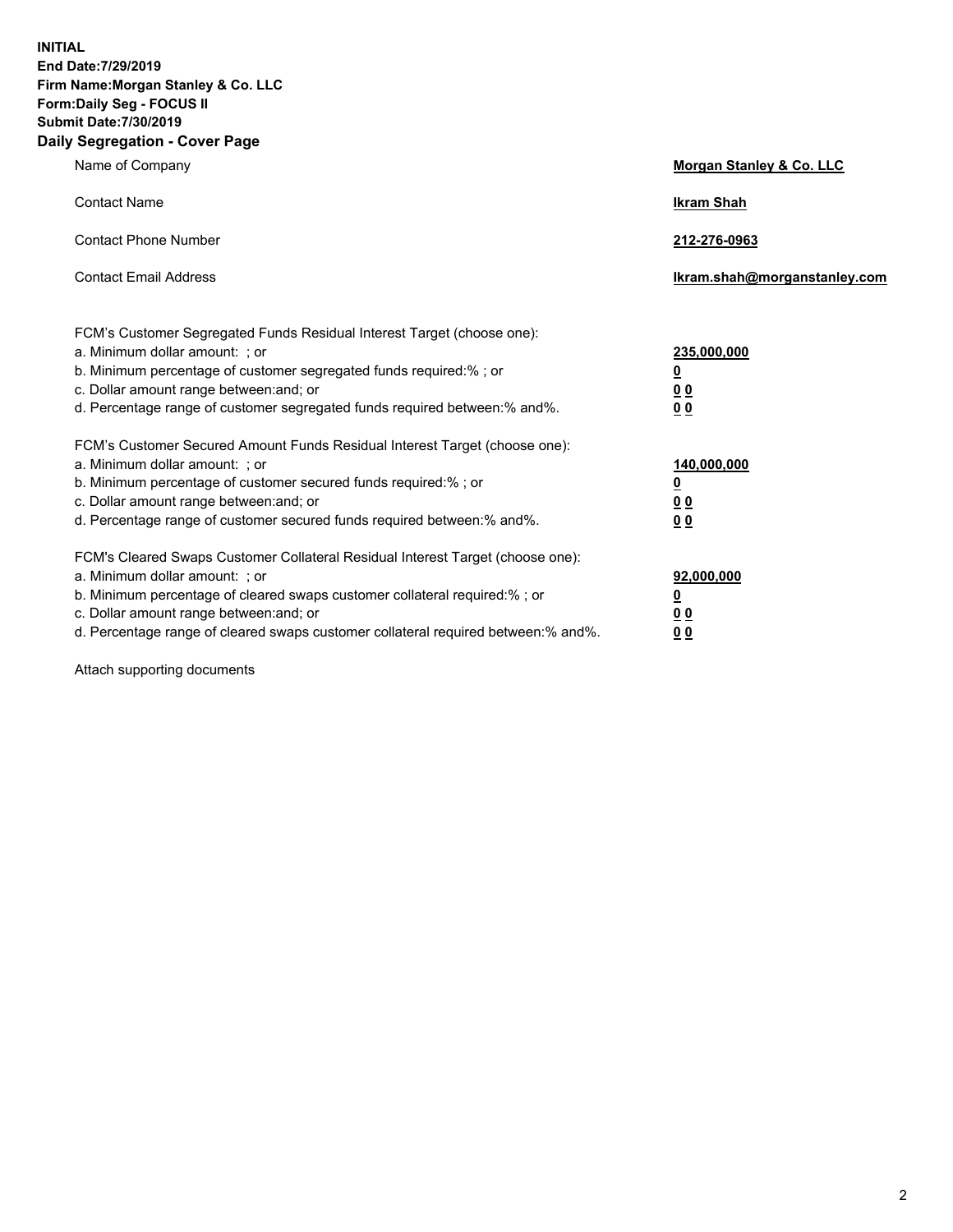**INITIAL**
**End Date:7/29/2019**
**Firm Name:Morgan Stanley & Co. LLC**
**Form:Daily Seg - FOCUS II**
**Submit Date:7/30/2019**

## Daily Segregation - Cover Page

| | |
|---|---|
| Name of Company | **Morgan Stanley & Co. LLC** |
| Contact Name | **Ikram Shah** |
| Contact Phone Number | **212-276-0963** |
| Contact Email Address | **Ikram.shah@morganstanley.com** |

| | |
|---|---|
| FCM's Customer Segregated Funds Residual Interest Target (choose one): | |
| a. Minimum dollar amount: ; or | **235,000,000** |
| b. Minimum percentage of customer segregated funds required:% ; or | **0** |
| c. Dollar amount range between:and; or | **0 0** |
| d. Percentage range of customer segregated funds required between:% and%. | **0 0** |
| FCM's Customer Secured Amount Funds Residual Interest Target (choose one): | |
| a. Minimum dollar amount: ; or | **140,000,000** |
| b. Minimum percentage of customer secured funds required:% ; or | **0** |
| c. Dollar amount range between:and; or | **0 0** |
| d. Percentage range of customer secured funds required between:% and%. | **0 0** |
| FCM's Cleared Swaps Customer Collateral Residual Interest Target (choose one): | |
| a. Minimum dollar amount: ; or | **92,000,000** |
| b. Minimum percentage of cleared swaps customer collateral required:% ; or | **0** |
| c. Dollar amount range between:and; or | **0 0** |
| d. Percentage range of cleared swaps customer collateral required between:% and%. | **0 0** |

Attach supporting documents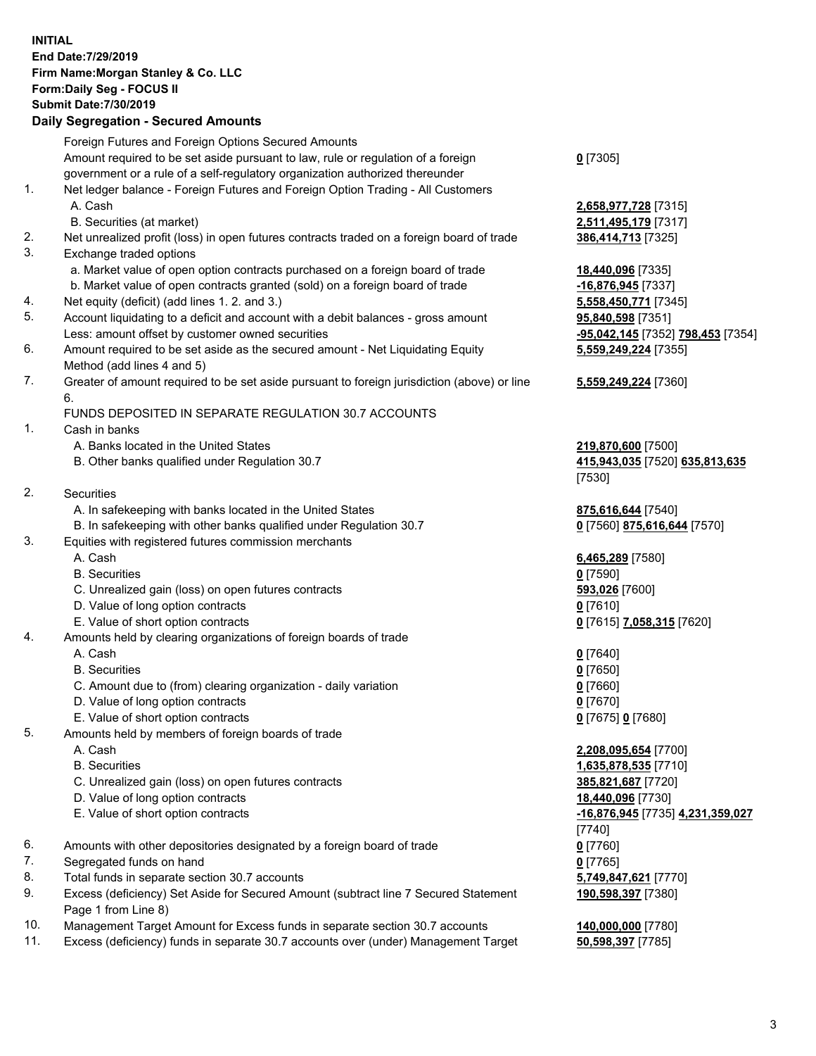**INITIAL**
**End Date:7/29/2019**
**Firm Name:Morgan Stanley & Co. LLC**
**Form:Daily Seg - FOCUS II**
**Submit Date:7/30/2019**
**Daily Segregation - Secured Amounts**

| | | |
|---|---|---|
| | Foreign Futures and Foreign Options Secured Amounts | |
| | Amount required to be set aside pursuant to law, rule or regulation of a foreign government or a rule of a self-regulatory organization authorized thereunder | **0** [7305] |
| 1. | Net ledger balance - Foreign Futures and Foreign Option Trading - All Customers | |
| | A. Cash | **2,658,977,728** [7315] |
| | B. Securities (at market) | **2,511,495,179** [7317] |
| 2. | Net unrealized profit (loss) in open futures contracts traded on a foreign board of trade | **386,414,713** [7325] |
| 3. | Exchange traded options | |
| | a. Market value of open option contracts purchased on a foreign board of trade | **18,440,096** [7335] |
| | b. Market value of open contracts granted (sold) on a foreign board of trade | **-16,876,945** [7337] |
| 4. | Net equity (deficit) (add lines 1. 2. and 3.) | **5,558,450,771** [7345] |
| 5. | Account liquidating to a deficit and account with a debit balances - gross amount | **95,840,598** [7351] |
| | Less: amount offset by customer owned securities | **-95,042,145** [7352] **798,453** [7354] |
| 6. | Amount required to be set aside as the secured amount - Net Liquidating Equity Method (add lines 4 and 5) | **5,559,249,224** [7355] |
| 7. | Greater of amount required to be set aside pursuant to foreign jurisdiction (above) or line 6. | **5,559,249,224** [7360] |
| | FUNDS DEPOSITED IN SEPARATE REGULATION 30.7 ACCOUNTS | |
| 1. | Cash in banks | |
| | A. Banks located in the United States | **219,870,600** [7500] |
| | B. Other banks qualified under Regulation 30.7 | **415,943,035** [7520] **635,813,635** [7530] |
| 2. | Securities | |
| | A. In safekeeping with banks located in the United States | **875,616,644** [7540] |
| | B. In safekeeping with other banks qualified under Regulation 30.7 | **0** [7560] **875,616,644** [7570] |
| 3. | Equities with registered futures commission merchants | |
| | A. Cash | **6,465,289** [7580] |
| | B. Securities | **0** [7590] |
| | C. Unrealized gain (loss) on open futures contracts | **593,026** [7600] |
| | D. Value of long option contracts | **0** [7610] |
| | E. Value of short option contracts | **0** [7615] **7,058,315** [7620] |
| 4. | Amounts held by clearing organizations of foreign boards of trade | |
| | A. Cash | **0** [7640] |
| | B. Securities | **0** [7650] |
| | C. Amount due to (from) clearing organization - daily variation | **0** [7660] |
| | D. Value of long option contracts | **0** [7670] |
| | E. Value of short option contracts | **0** [7675] **0** [7680] |
| 5. | Amounts held by members of foreign boards of trade | |
| | A. Cash | **2,208,095,654** [7700] |
| | B. Securities | **1,635,878,535** [7710] |
| | C. Unrealized gain (loss) on open futures contracts | **385,821,687** [7720] |
| | D. Value of long option contracts | **18,440,096** [7730] |
| | E. Value of short option contracts | **-16,876,945** [7735] **4,231,359,027** [7740] |
| 6. | Amounts with other depositories designated by a foreign board of trade | **0** [7760] |
| 7. | Segregated funds on hand | **0** [7765] |
| 8. | Total funds in separate section 30.7 accounts | **5,749,847,621** [7770] |
| 9. | Excess (deficiency) Set Aside for Secured Amount (subtract line 7 Secured Statement Page 1 from Line 8) | **190,598,397** [7380] |
| 10. | Management Target Amount for Excess funds in separate section 30.7 accounts | **140,000,000** [7780] |
| 11. | Excess (deficiency) funds in separate 30.7 accounts over (under) Management Target | **50,598,397** [7785] |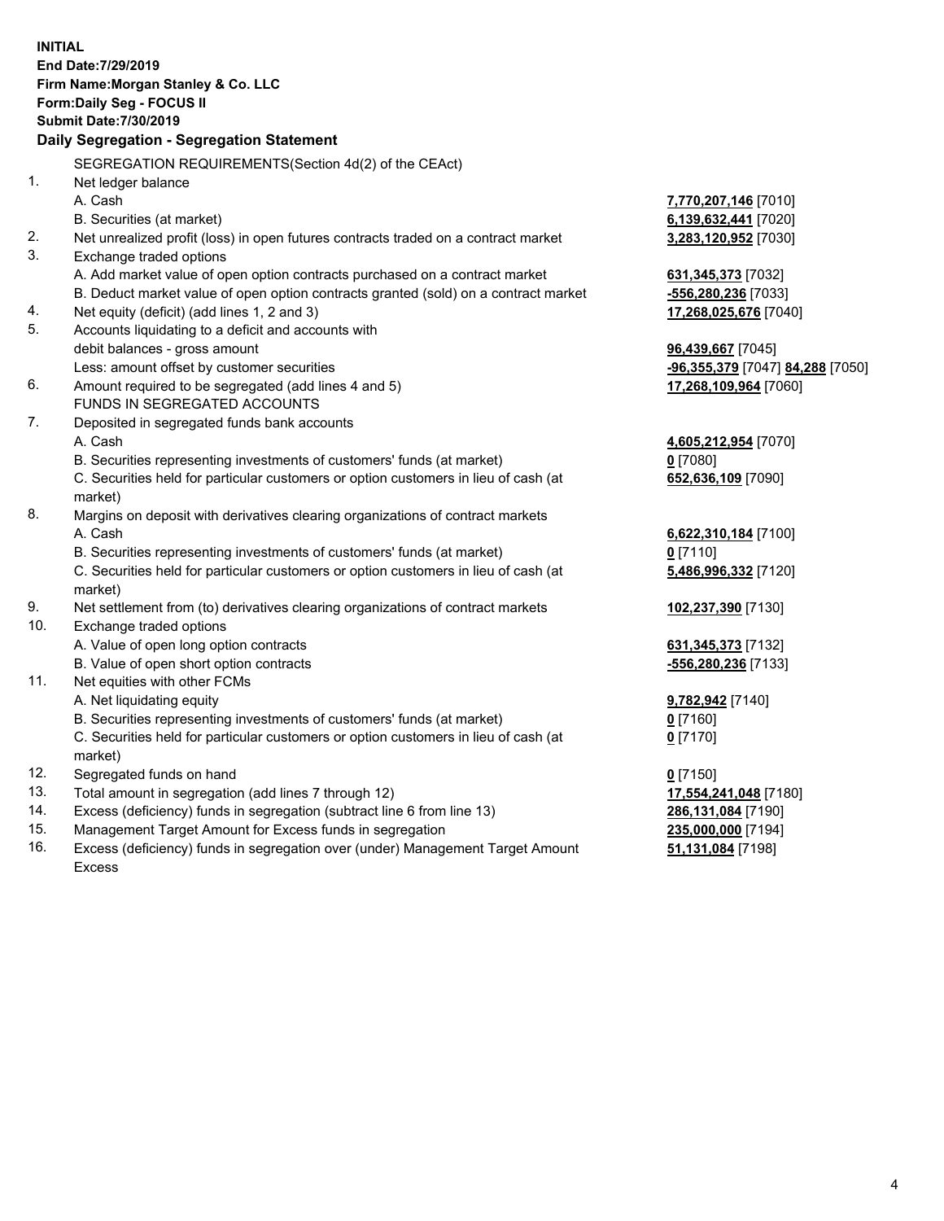**INITIAL**
**End Date:7/29/2019**
**Firm Name:Morgan Stanley & Co. LLC**
**Form:Daily Seg - FOCUS II**
**Submit Date:7/30/2019**

**Daily Segregation - Segregation Statement**

| | | |
|---|---|---|
| | SEGREGATION REQUIREMENTS(Section 4d(2) of the CEAct) | |
| 1. | Net ledger balance | |
| | A. Cash | **7,770,207,146** [7010] |
| | B. Securities (at market) | **6,139,632,441** [7020] |
| 2. | Net unrealized profit (loss) in open futures contracts traded on a contract market | **3,283,120,952** [7030] |
| 3. | Exchange traded options | |
| | A. Add market value of open option contracts purchased on a contract market | **631,345,373** [7032] |
| | B. Deduct market value of open option contracts granted (sold) on a contract market | **-556,280,236** [7033] |
| 4. | Net equity (deficit) (add lines 1, 2 and 3) | **17,268,025,676** [7040] |
| 5. | Accounts liquidating to a deficit and accounts with debit balances - gross amount | **96,439,667** [7045] |
| | Less: amount offset by customer securities | **-96,355,379** [7047] **84,288** [7050] |
| 6. | Amount required to be segregated (add lines 4 and 5) | **17,268,109,964** [7060] |
| | FUNDS IN SEGREGATED ACCOUNTS | |
| 7. | Deposited in segregated funds bank accounts | |
| | A. Cash | **4,605,212,954** [7070] |
| | B. Securities representing investments of customers' funds (at market) | **0** [7080] |
| | C. Securities held for particular customers or option customers in lieu of cash (at market) | **652,636,109** [7090] |
| 8. | Margins on deposit with derivatives clearing organizations of contract markets | |
| | A. Cash | **6,622,310,184** [7100] |
| | B. Securities representing investments of customers' funds (at market) | **0** [7110] |
| | C. Securities held for particular customers or option customers in lieu of cash (at market) | **5,486,996,332** [7120] |
| 9. | Net settlement from (to) derivatives clearing organizations of contract markets | **102,237,390** [7130] |
| 10. | Exchange traded options | |
| | A. Value of open long option contracts | **631,345,373** [7132] |
| | B. Value of open short option contracts | **-556,280,236** [7133] |
| 11. | Net equities with other FCMs | |
| | A. Net liquidating equity | **9,782,942** [7140] |
| | B. Securities representing investments of customers' funds (at market) | **0** [7160] |
| | C. Securities held for particular customers or option customers in lieu of cash (at market) | **0** [7170] |
| 12. | Segregated funds on hand | **0** [7150] |
| 13. | Total amount in segregation (add lines 7 through 12) | **17,554,241,048** [7180] |
| 14. | Excess (deficiency) funds in segregation (subtract line 6 from line 13) | **286,131,084** [7190] |
| 15. | Management Target Amount for Excess funds in segregation | **235,000,000** [7194] |
| 16. | Excess (deficiency) funds in segregation over (under) Management Target Amount Excess | **51,131,084** [7198] |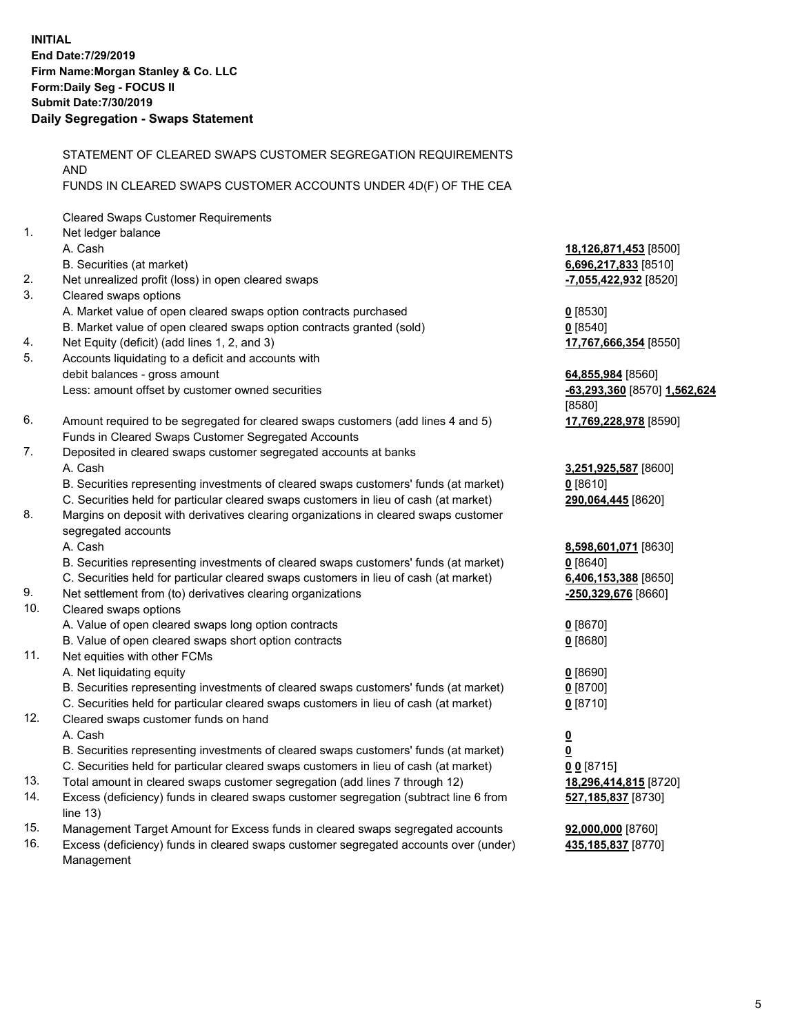**INITIAL**
**End Date:7/29/2019**
**Firm Name:Morgan Stanley & Co. LLC**
**Form:Daily Seg - FOCUS II**
**Submit Date:7/30/2019**
**Daily Segregation - Swaps Statement**

STATEMENT OF CLEARED SWAPS CUSTOMER SEGREGATION REQUIREMENTS AND FUNDS IN CLEARED SWAPS CUSTOMER ACCOUNTS UNDER 4D(F) OF THE CEA

| | | |
|---|---|---|
| | Cleared Swaps Customer Requirements | |
| 1. | Net ledger balance | |
| | A. Cash | **18,126,871,453** [8500] |
| | B. Securities (at market) | **6,696,217,833** [8510] |
| 2. | Net unrealized profit (loss) in open cleared swaps | **-7,055,422,932** [8520] |
| 3. | Cleared swaps options | |
| | A. Market value of open cleared swaps option contracts purchased | **0** [8530] |
| | B. Market value of open cleared swaps option contracts granted (sold) | **0** [8540] |
| 4. | Net Equity (deficit) (add lines 1, 2, and 3) | **17,767,666,354** [8550] |
| 5. | Accounts liquidating to a deficit and accounts with debit balances - gross amount | **64,855,984** [8560] |
| | Less: amount offset by customer owned securities | **-63,293,360** [8570] **1,562,624** [8580] |
| 6. | Amount required to be segregated for cleared swaps customers (add lines 4 and 5) | **17,769,228,978** [8590] |
| | Funds in Cleared Swaps Customer Segregated Accounts | |
| 7. | Deposited in cleared swaps customer segregated accounts at banks | |
| | A. Cash | **3,251,925,587** [8600] |
| | B. Securities representing investments of cleared swaps customers' funds (at market) | **0** [8610] |
| | C. Securities held for particular cleared swaps customers in lieu of cash (at market) | **290,064,445** [8620] |
| 8. | Margins on deposit with derivatives clearing organizations in cleared swaps customer segregated accounts | |
| | A. Cash | **8,598,601,071** [8630] |
| | B. Securities representing investments of cleared swaps customers' funds (at market) | **0** [8640] |
| | C. Securities held for particular cleared swaps customers in lieu of cash (at market) | **6,406,153,388** [8650] |
| 9. | Net settlement from (to) derivatives clearing organizations | **-250,329,676** [8660] |
| 10. | Cleared swaps options | |
| | A. Value of open cleared swaps long option contracts | **0** [8670] |
| | B. Value of open cleared swaps short option contracts | **0** [8680] |
| 11. | Net equities with other FCMs | |
| | A. Net liquidating equity | **0** [8690] |
| | B. Securities representing investments of cleared swaps customers' funds (at market) | **0** [8700] |
| | C. Securities held for particular cleared swaps customers in lieu of cash (at market) | **0** [8710] |
| 12. | Cleared swaps customer funds on hand | |
| | A. Cash | **0** |
| | B. Securities representing investments of cleared swaps customers' funds (at market) | **0** |
| | C. Securities held for particular cleared swaps customers in lieu of cash (at market) | **0** **0** [8715] |
| 13. | Total amount in cleared swaps customer segregation (add lines 7 through 12) | **18,296,414,815** [8720] |
| 14. | Excess (deficiency) funds in cleared swaps customer segregation (subtract line 6 from line 13) | **527,185,837** [8730] |
| 15. | Management Target Amount for Excess funds in cleared swaps segregated accounts | **92,000,000** [8760] |
| 16. | Excess (deficiency) funds in cleared swaps customer segregated accounts over (under) Management | **435,185,837** [8770] |